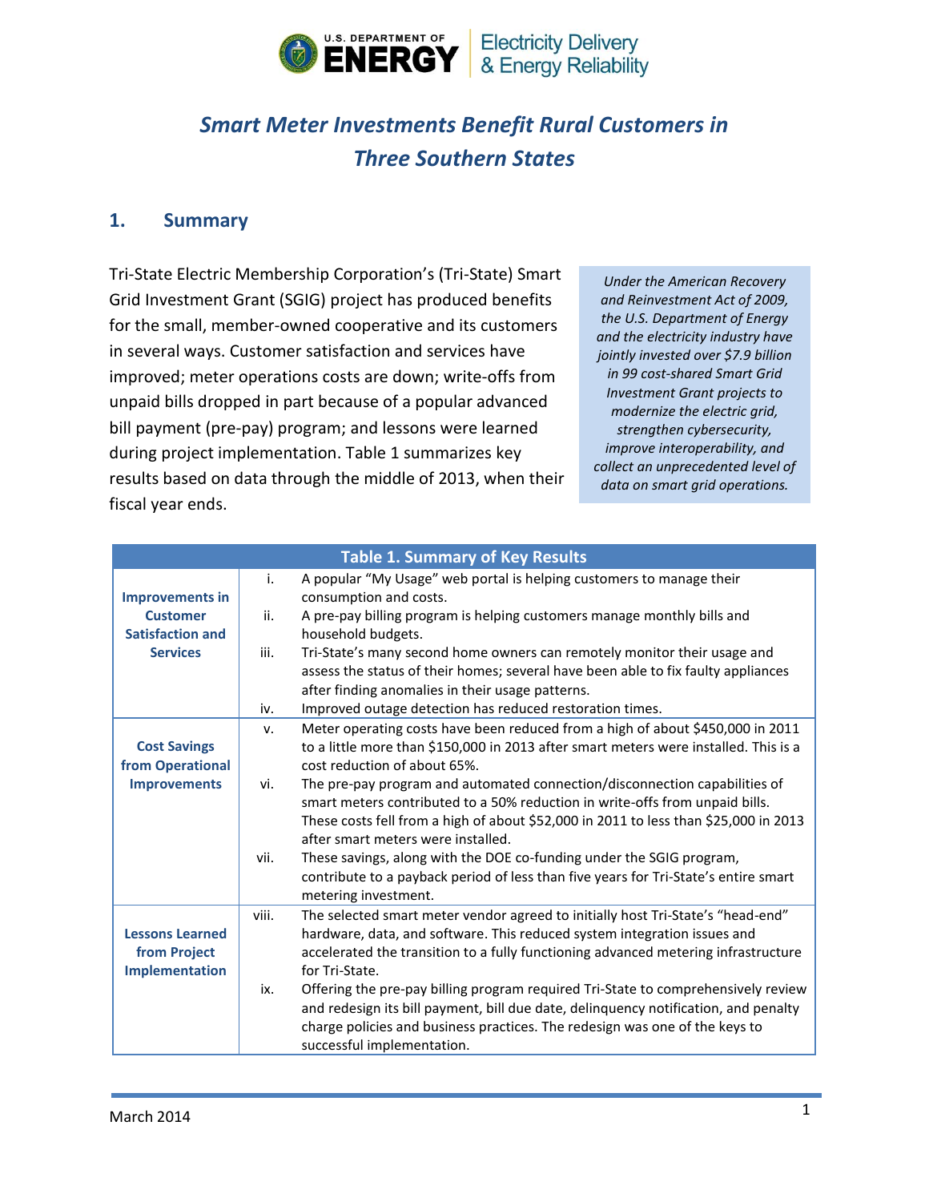# *Smart Meter Investments Benefit Rural Customers in Three Southern States*

## 1. Summary

Tri-State Electric Membership Corporation's (Tri-State) Smart Grid Investment Grant (SGIG) project has produced benefits for the small, member-owned cooperative and its customers in several ways. Customer satisfaction and services have improved; meter operations costs are down; write-offs from unpaid bills dropped in part because of a popular advanced bill payment (pre-pay) program; and lessons were learned during project implementation. Table 1 summarizes key results based on data through the middle of 2013, when their fiscal year ends.

*Under the American Recovery and Reinvestment Act of 2009, the U.S. Department of Energy and the electricity industry have jointly invested over $7.9 billion in 99 cost-shared Smart Grid Investment Grant projects to modernize the electric grid, strengthen cybersecurity, improve interoperability, and collect an unprecedented level of data on smart grid operations.*

**Table 1. Summary of Key Results**

| | | |
|---|---|---|
| **Improvements in Customer Satisfaction and Services** | i. | A popular "My Usage" web portal is helping customers to manage their consumption and costs. |
| | ii. | A pre-pay billing program is helping customers manage monthly bills and household budgets. |
| | iii. | Tri-State's many second home owners can remotely monitor their usage and assess the status of their homes; several have been able to fix faulty appliances after finding anomalies in their usage patterns. |
| | iv. | Improved outage detection has reduced restoration times. |
| **Cost Savings from Operational Improvements** | v. | Meter operating costs have been reduced from a high of about $450,000 in 2011 to a little more than $150,000 in 2013 after smart meters were installed. This is a cost reduction of about 65%. |
| | vi. | The pre-pay program and automated connection/disconnection capabilities of smart meters contributed to a 50% reduction in write-offs from unpaid bills. These costs fell from a high of about $52,000 in 2011 to less than $25,000 in 2013 after smart meters were installed. |
| | vii. | These savings, along with the DOE co-funding under the SGIG program, contribute to a payback period of less than five years for Tri-State's entire smart metering investment. |
| **Lessons Learned from Project Implementation** | viii. | The selected smart meter vendor agreed to initially host Tri-State's "head-end" hardware, data, and software. This reduced system integration issues and accelerated the transition to a fully functioning advanced metering infrastructure for Tri-State. |
| | ix. | Offering the pre-pay billing program required Tri-State to comprehensively review and redesign its bill payment, bill due date, delinquency notification, and penalty charge policies and business practices. The redesign was one of the keys to successful implementation. |

March 2014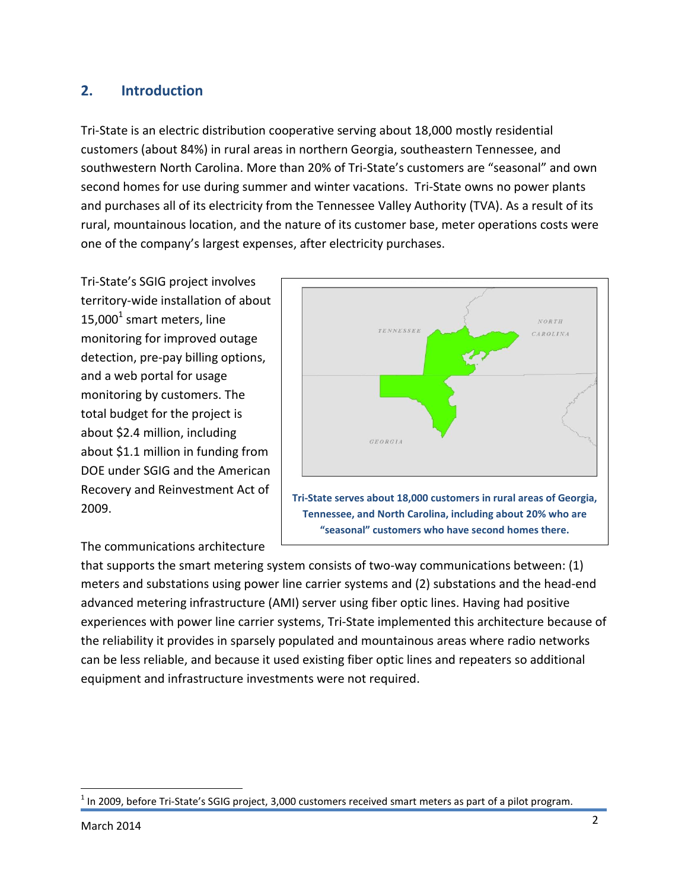## 2. Introduction

Tri-State is an electric distribution cooperative serving about 18,000 mostly residential customers (about 84%) in rural areas in northern Georgia, southeastern Tennessee, and southwestern North Carolina. More than 20% of Tri-State's customers are "seasonal" and own second homes for use during summer and winter vacations. Tri-State owns no power plants and purchases all of its electricity from the Tennessee Valley Authority (TVA). As a result of its rural, mountainous location, and the nature of its customer base, meter operations costs were one of the company's largest expenses, after electricity purchases.

Tri-State's SGIG project involves territory-wide installation of about 15,000[1] smart meters, line monitoring for improved outage detection, pre-pay billing options, and a web portal for usage monitoring by customers. The total budget for the project is about $2.4 million, including about $1.1 million in funding from DOE under SGIG and the American Recovery and Reinvestment Act of 2009.

**Tri-State serves about 18,000 customers in rural areas of Georgia, Tennessee, and North Carolina, including about 20% who are "seasonal" customers who have second homes there.**

The communications architecture that supports the smart metering system consists of two-way communications between: (1) meters and substations using power line carrier systems and (2) substations and the head-end advanced metering infrastructure (AMI) server using fiber optic lines. Having had positive experiences with power line carrier systems, Tri-State implemented this architecture because of the reliability it provides in sparsely populated and mountainous areas where radio networks can be less reliable, and because it used existing fiber optic lines and repeaters so additional equipment and infrastructure investments were not required.

[1] In 2009, before Tri-State's SGIG project, 3,000 customers received smart meters as part of a pilot program.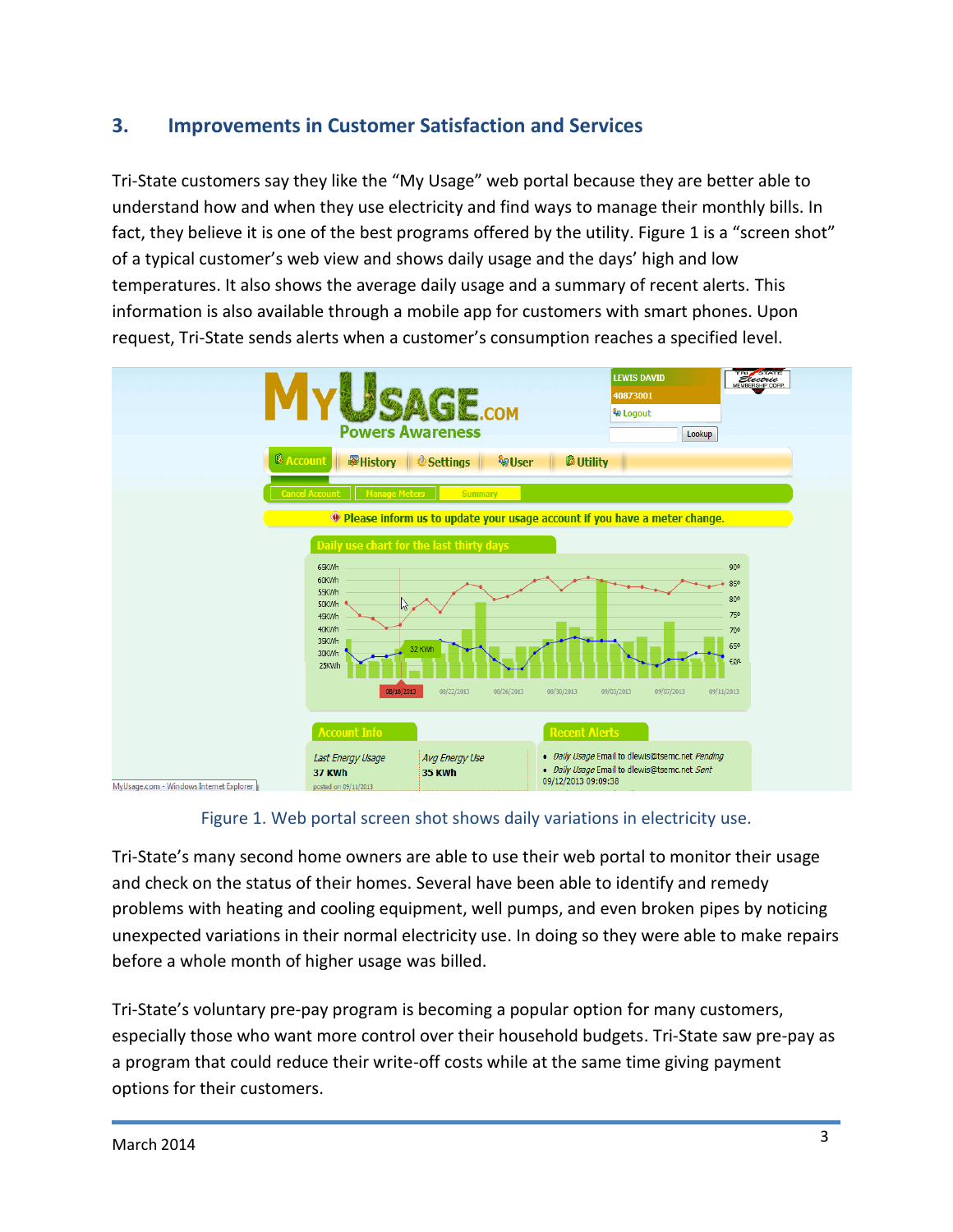## 3. Improvements in Customer Satisfaction and Services

Tri-State customers say they like the “My Usage” web portal because they are better able to understand how and when they use electricity and find ways to manage their monthly bills. In fact, they believe it is one of the best programs offered by the utility. Figure 1 is a “screen shot” of a typical customer’s web view and shows daily usage and the days’ high and low temperatures. It also shows the average daily usage and a summary of recent alerts. This information is also available through a mobile app for customers with smart phones. Upon request, Tri-State sends alerts when a customer’s consumption reaches a specified level.

Figure 1. Web portal screen shot shows daily variations in electricity use.

Tri-State’s many second home owners are able to use their web portal to monitor their usage and check on the status of their homes. Several have been able to identify and remedy problems with heating and cooling equipment, well pumps, and even broken pipes by noticing unexpected variations in their normal electricity use. In doing so they were able to make repairs before a whole month of higher usage was billed.

Tri-State’s voluntary pre-pay program is becoming a popular option for many customers, especially those who want more control over their household budgets. Tri-State saw pre-pay as a program that could reduce their write-off costs while at the same time giving payment options for their customers.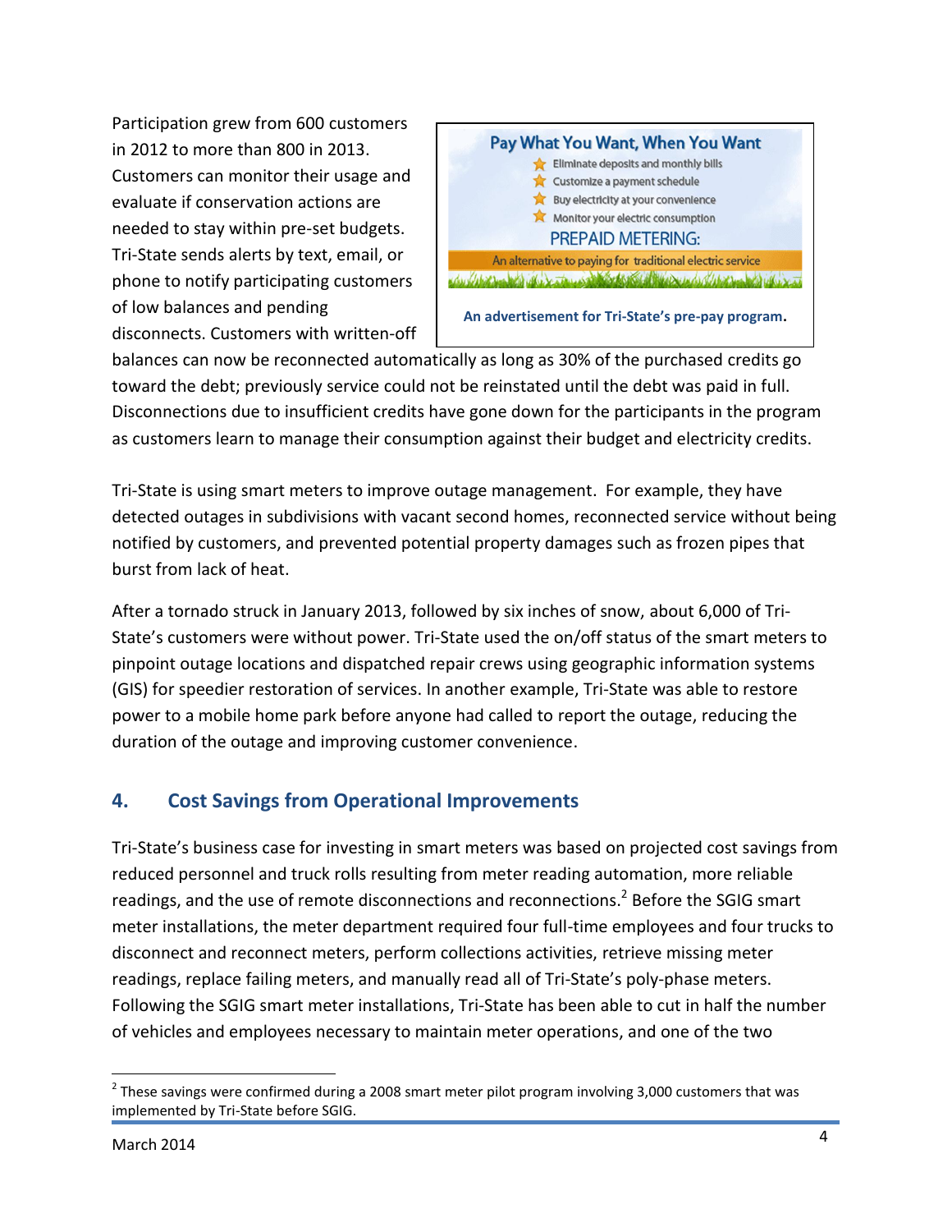Participation grew from 600 customers in 2012 to more than 800 in 2013. Customers can monitor their usage and evaluate if conservation actions are needed to stay within pre-set budgets. Tri-State sends alerts by text, email, or phone to notify participating customers of low balances and pending disconnects. Customers with written-off balances can now be reconnected automatically as long as 30% of the purchased credits go toward the debt; previously service could not be reinstated until the debt was paid in full. Disconnections due to insufficient credits have gone down for the participants in the program as customers learn to manage their consumption against their budget and electricity credits.

**Pay What You Want, When You Want**

- Eliminate deposits and monthly bills
- Customize a payment schedule
- Buy electricity at your convenience
- Monitor your electric consumption

PREPAID METERING:

An alternative to paying for traditional electric service

**An advertisement for Tri-State's pre-pay program.**

Tri-State is using smart meters to improve outage management. For example, they have detected outages in subdivisions with vacant second homes, reconnected service without being notified by customers, and prevented potential property damages such as frozen pipes that burst from lack of heat.

After a tornado struck in January 2013, followed by six inches of snow, about 6,000 of Tri-State's customers were without power. Tri-State used the on/off status of the smart meters to pinpoint outage locations and dispatched repair crews using geographic information systems (GIS) for speedier restoration of services. In another example, Tri-State was able to restore power to a mobile home park before anyone had called to report the outage, reducing the duration of the outage and improving customer convenience.

## 4. Cost Savings from Operational Improvements

Tri-State's business case for investing in smart meters was based on projected cost savings from reduced personnel and truck rolls resulting from meter reading automation, more reliable readings, and the use of remote disconnections and reconnections.[2] Before the SGIG smart meter installations, the meter department required four full-time employees and four trucks to disconnect and reconnect meters, perform collections activities, retrieve missing meter readings, replace failing meters, and manually read all of Tri-State's poly-phase meters. Following the SGIG smart meter installations, Tri-State has been able to cut in half the number of vehicles and employees necessary to maintain meter operations, and one of the two

[2] These savings were confirmed during a 2008 smart meter pilot program involving 3,000 customers that was implemented by Tri-State before SGIG.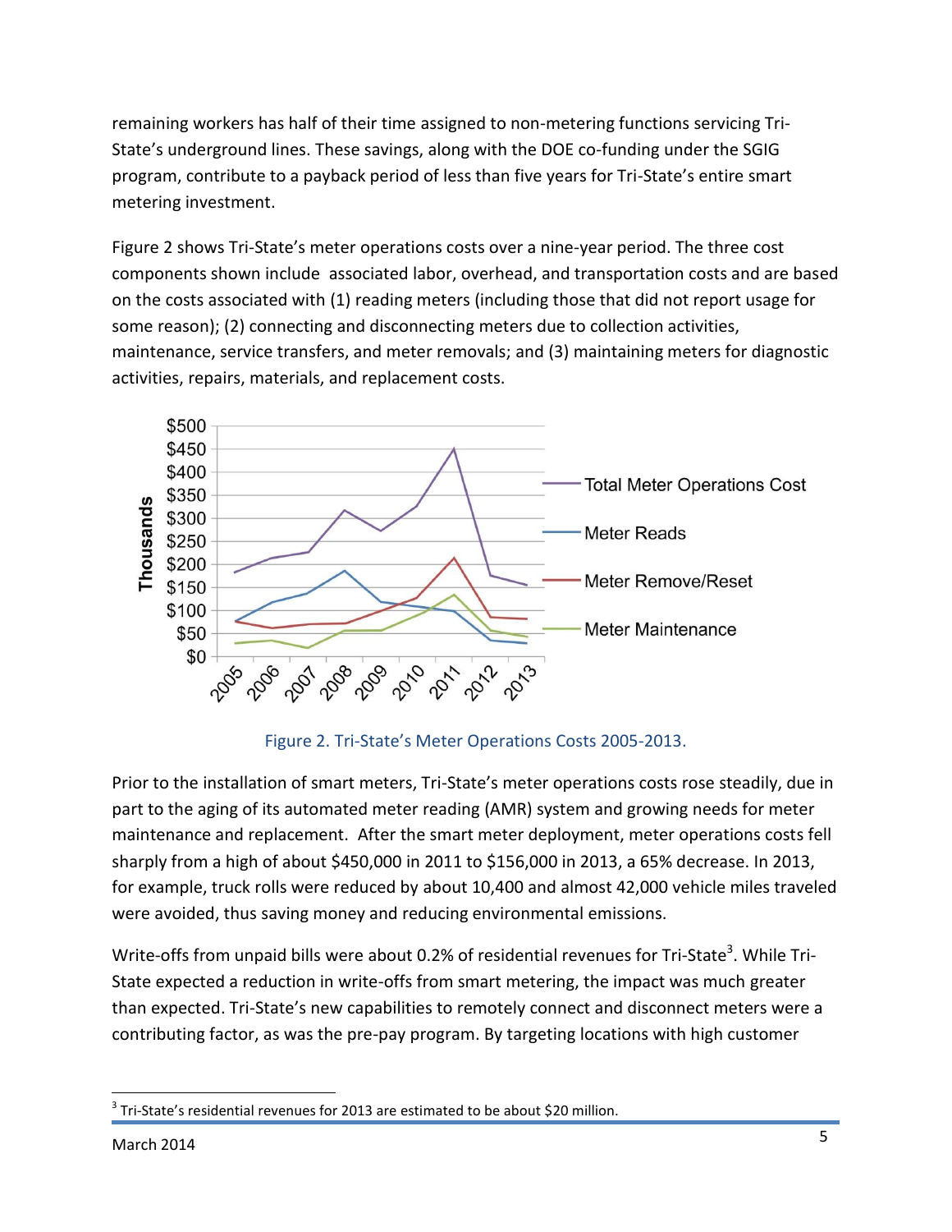remaining workers has half of their time assigned to non-metering functions servicing Tri-State's underground lines. These savings, along with the DOE co-funding under the SGIG program, contribute to a payback period of less than five years for Tri-State's entire smart metering investment.

Figure 2 shows Tri-State's meter operations costs over a nine-year period. The three cost components shown include associated labor, overhead, and transportation costs and are based on the costs associated with (1) reading meters (including those that did not report usage for some reason); (2) connecting and disconnecting meters due to collection activities, maintenance, service transfers, and meter removals; and (3) maintaining meters for diagnostic activities, repairs, materials, and replacement costs.

Figure 2. Tri-State's Meter Operations Costs 2005-2013.

Prior to the installation of smart meters, Tri-State's meter operations costs rose steadily, due in part to the aging of its automated meter reading (AMR) system and growing needs for meter maintenance and replacement. After the smart meter deployment, meter operations costs fell sharply from a high of about $450,000 in 2011 to $156,000 in 2013, a 65% decrease. In 2013, for example, truck rolls were reduced by about 10,400 and almost 42,000 vehicle miles traveled were avoided, thus saving money and reducing environmental emissions.

Write-offs from unpaid bills were about 0.2% of residential revenues for Tri-State[3]. While Tri-State expected a reduction in write-offs from smart metering, the impact was much greater than expected. Tri-State's new capabilities to remotely connect and disconnect meters were a contributing factor, as was the pre-pay program. By targeting locations with high customer

[3] Tri-State's residential revenues for 2013 are estimated to be about $20 million.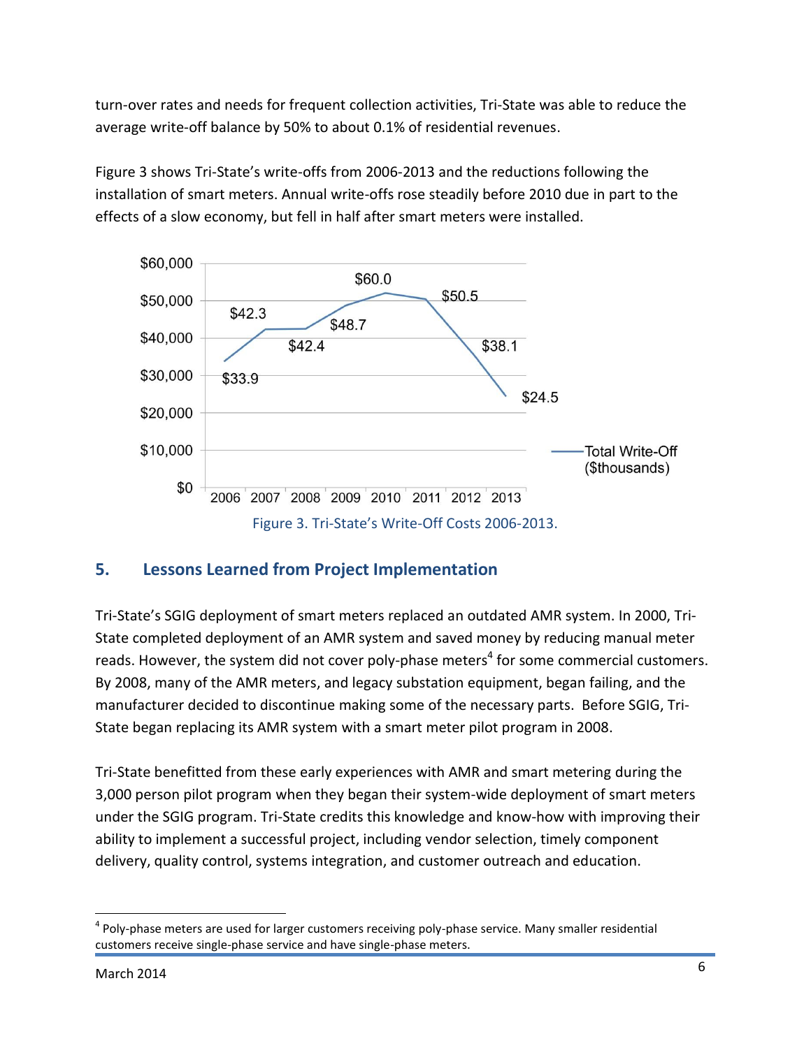turn-over rates and needs for frequent collection activities, Tri-State was able to reduce the average write-off balance by 50% to about 0.1% of residential revenues.

Figure 3 shows Tri-State's write-offs from 2006-2013 and the reductions following the installation of smart meters. Annual write-offs rose steadily before 2010 due in part to the effects of a slow economy, but fell in half after smart meters were installed.

Figure 3. Tri-State's Write-Off Costs 2006-2013.

## 5. Lessons Learned from Project Implementation

Tri-State's SGIG deployment of smart meters replaced an outdated AMR system. In 2000, Tri-State completed deployment of an AMR system and saved money by reducing manual meter reads. However, the system did not cover poly-phase meters[4] for some commercial customers. By 2008, many of the AMR meters, and legacy substation equipment, began failing, and the manufacturer decided to discontinue making some of the necessary parts. Before SGIG, Tri-State began replacing its AMR system with a smart meter pilot program in 2008.

Tri-State benefitted from these early experiences with AMR and smart metering during the 3,000 person pilot program when they began their system-wide deployment of smart meters under the SGIG program. Tri-State credits this knowledge and know-how with improving their ability to implement a successful project, including vendor selection, timely component delivery, quality control, systems integration, and customer outreach and education.

[4] Poly-phase meters are used for larger customers receiving poly-phase service. Many smaller residential customers receive single-phase service and have single-phase meters.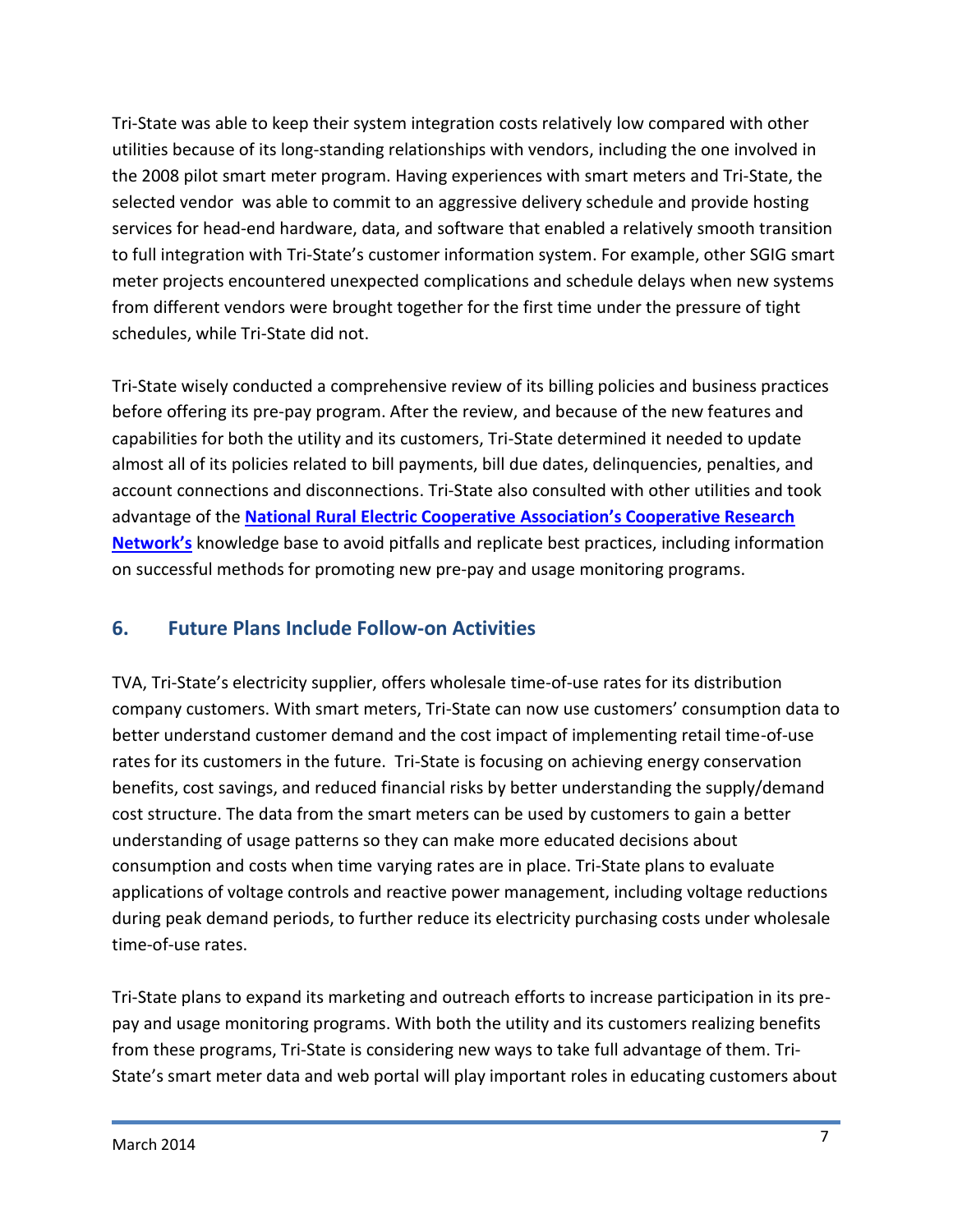Tri-State was able to keep their system integration costs relatively low compared with other utilities because of its long-standing relationships with vendors, including the one involved in the 2008 pilot smart meter program. Having experiences with smart meters and Tri-State, the selected vendor was able to commit to an aggressive delivery schedule and provide hosting services for head-end hardware, data, and software that enabled a relatively smooth transition to full integration with Tri-State's customer information system. For example, other SGIG smart meter projects encountered unexpected complications and schedule delays when new systems from different vendors were brought together for the first time under the pressure of tight schedules, while Tri-State did not.

Tri-State wisely conducted a comprehensive review of its billing policies and business practices before offering its pre-pay program. After the review, and because of the new features and capabilities for both the utility and its customers, Tri-State determined it needed to update almost all of its policies related to bill payments, bill due dates, delinquencies, penalties, and account connections and disconnections. Tri-State also consulted with other utilities and took advantage of the **National Rural Electric Cooperative Association's Cooperative Research Network's** knowledge base to avoid pitfalls and replicate best practices, including information on successful methods for promoting new pre-pay and usage monitoring programs.

## 6. Future Plans Include Follow-on Activities

TVA, Tri-State's electricity supplier, offers wholesale time-of-use rates for its distribution company customers. With smart meters, Tri-State can now use customers' consumption data to better understand customer demand and the cost impact of implementing retail time-of-use rates for its customers in the future. Tri-State is focusing on achieving energy conservation benefits, cost savings, and reduced financial risks by better understanding the supply/demand cost structure. The data from the smart meters can be used by customers to gain a better understanding of usage patterns so they can make more educated decisions about consumption and costs when time varying rates are in place. Tri-State plans to evaluate applications of voltage controls and reactive power management, including voltage reductions during peak demand periods, to further reduce its electricity purchasing costs under wholesale time-of-use rates.

Tri-State plans to expand its marketing and outreach efforts to increase participation in its pre-pay and usage monitoring programs. With both the utility and its customers realizing benefits from these programs, Tri-State is considering new ways to take full advantage of them. Tri-State's smart meter data and web portal will play important roles in educating customers about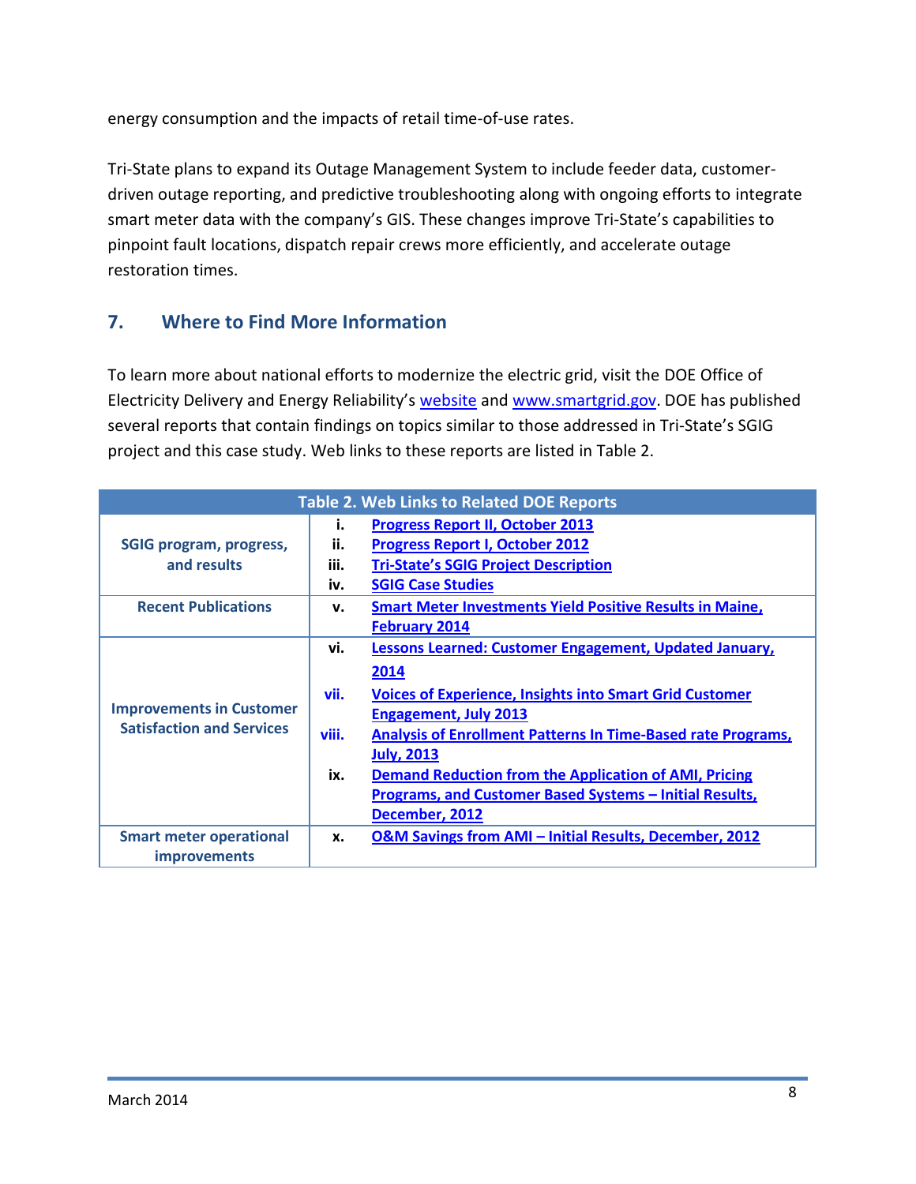energy consumption and the impacts of retail time-of-use rates.

Tri-State plans to expand its Outage Management System to include feeder data, customer-driven outage reporting, and predictive troubleshooting along with ongoing efforts to integrate smart meter data with the company's GIS. These changes improve Tri-State's capabilities to pinpoint fault locations, dispatch repair crews more efficiently, and accelerate outage restoration times.

## 7. Where to Find More Information

To learn more about national efforts to modernize the electric grid, visit the DOE Office of Electricity Delivery and Energy Reliability's website and www.smartgrid.gov. DOE has published several reports that contain findings on topics similar to those addressed in Tri-State's SGIG project and this case study. Web links to these reports are listed in Table 2.

**Table 2. Web Links to Related DOE Reports**

| | | |
|---|---|---|
| **SGIG program, progress, and results** | i. | **Progress Report II, October 2013** |
| | ii. | **Progress Report I, October 2012** |
| | iii. | **Tri-State's SGIG Project Description** |
| | iv. | **SGIG Case Studies** |
| **Recent Publications** | v. | **Smart Meter Investments Yield Positive Results in Maine, February 2014** |
| **Improvements in Customer Satisfaction and Services** | vi. | **Lessons Learned: Customer Engagement, Updated January, 2014** |
| | vii. | **Voices of Experience, Insights into Smart Grid Customer Engagement, July 2013** |
| | viii. | **Analysis of Enrollment Patterns In Time-Based rate Programs, July, 2013** |
| | ix. | **Demand Reduction from the Application of AMI, Pricing Programs, and Customer Based Systems – Initial Results, December, 2012** |
| **Smart meter operational improvements** | x. | **O&M Savings from AMI – Initial Results, December, 2012** |

March 2014